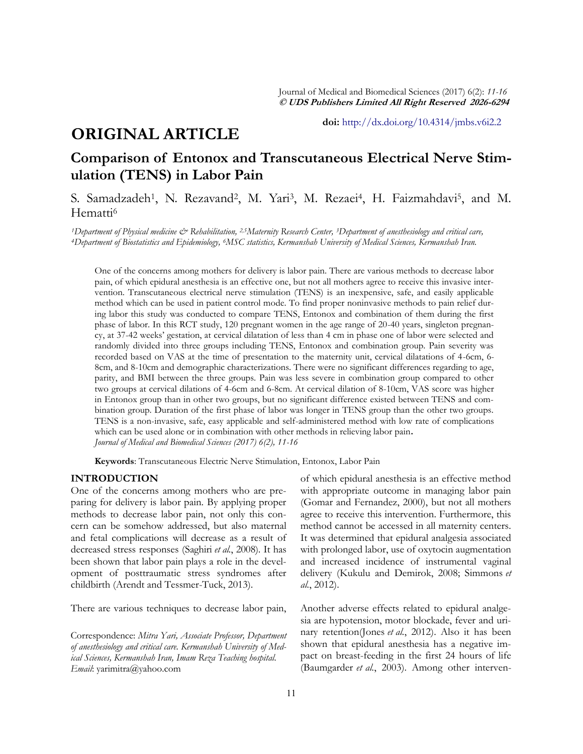doi: http://dx.doi.org/10.4314/jmbs.v6i2.2

# ORIGINAL ARTICLE

## Comparison of Entonox and Transcutaneous Electrical Nerve Stimulation (TENS) in Labor Pain

S. Samadzadeh[1], N. Rezavand[2], M. Yari[3], M. Rezaei[4], H. Faizmahdavi[5], and M. Hematti[6]

*[1]Department of Physical medicine & Rehabilitation, [2,5]Maternity Research Center, [3]Department of anesthesiology and critical care, [4]Department of Biostatistics and Epidemiology, [6]MSC statistics, Kermanshah University of Medical Sciences, Kermanshah Iran.*

One of the concerns among mothers for delivery is labor pain. There are various methods to decrease labor pain, of which epidural anesthesia is an effective one, but not all mothers agree to receive this invasive intervention. Transcutaneous electrical nerve stimulation (TENS) is an inexpensive, safe, and easily applicable method which can be used in patient control mode. To find proper noninvasive methods to pain relief during labor this study was conducted to compare TENS, Entonox and combination of them during the first phase of labor. In this RCT study, 120 pregnant women in the age range of 20-40 years, singleton pregnancy, at 37-42 weeks' gestation, at cervical dilatation of less than 4 cm in phase one of labor were selected and randomly divided into three groups including TENS, Entonox and combination group. Pain severity was recorded based on VAS at the time of presentation to the maternity unit, cervical dilatations of 4-6cm, 6-8cm, and 8-10cm and demographic characterizations. There were no significant differences regarding to age, parity, and BMI between the three groups. Pain was less severe in combination group compared to other two groups at cervical dilations of 4-6cm and 6-8cm. At cervical dilation of 8-10cm, VAS score was higher in Entonox group than in other two groups, but no significant difference existed between TENS and combination group. Duration of the first phase of labor was longer in TENS group than the other two groups. TENS is a non-invasive, safe, easy applicable and self-administered method with low rate of complications which can be used alone or in combination with other methods in relieving labor pain.
*Journal of Medical and Biomedical Sciences (2017) 6(2), 11-16*

**Keywords**: Transcutaneous Electric Nerve Stimulation, Entonox, Labor Pain

## INTRODUCTION

One of the concerns among mothers who are preparing for delivery is labor pain. By applying proper methods to decrease labor pain, not only this concern can be somehow addressed, but also maternal and fetal complications will decrease as a result of decreased stress responses (Saghiri *et al.*, 2008). It has been shown that labor pain plays a role in the development of posttraumatic stress syndromes after childbirth (Arendt and Tessmer-Tuck, 2013).

There are various techniques to decrease labor pain, of which epidural anesthesia is an effective method with appropriate outcome in managing labor pain (Gomar and Fernandez, 2000), but not all mothers agree to receive this intervention. Furthermore, this method cannot be accessed in all maternity centers. It was determined that epidural analgesia associated with prolonged labor, use of oxytocin augmentation and increased incidence of instrumental vaginal delivery (Kukulu and Demirok, 2008; Simmons *et al.*, 2012).

Another adverse effects related to epidural analgesia are hypotension, motor blockade, fever and urinary retention(Jones *et al.*, 2012). Also it has been shown that epidural anesthesia has a negative impact on breast-feeding in the first 24 hours of life (Baumgarder *et al.*, 2003). Among other interven-

Correspondence: *Mitra Yari, Associate Professor, Department of anesthesiology and critical care. Kermanshah University of Medical Sciences, Kermanshah Iran, Imam Reza Teaching hospital. Email*: yarimitra@yahoo.com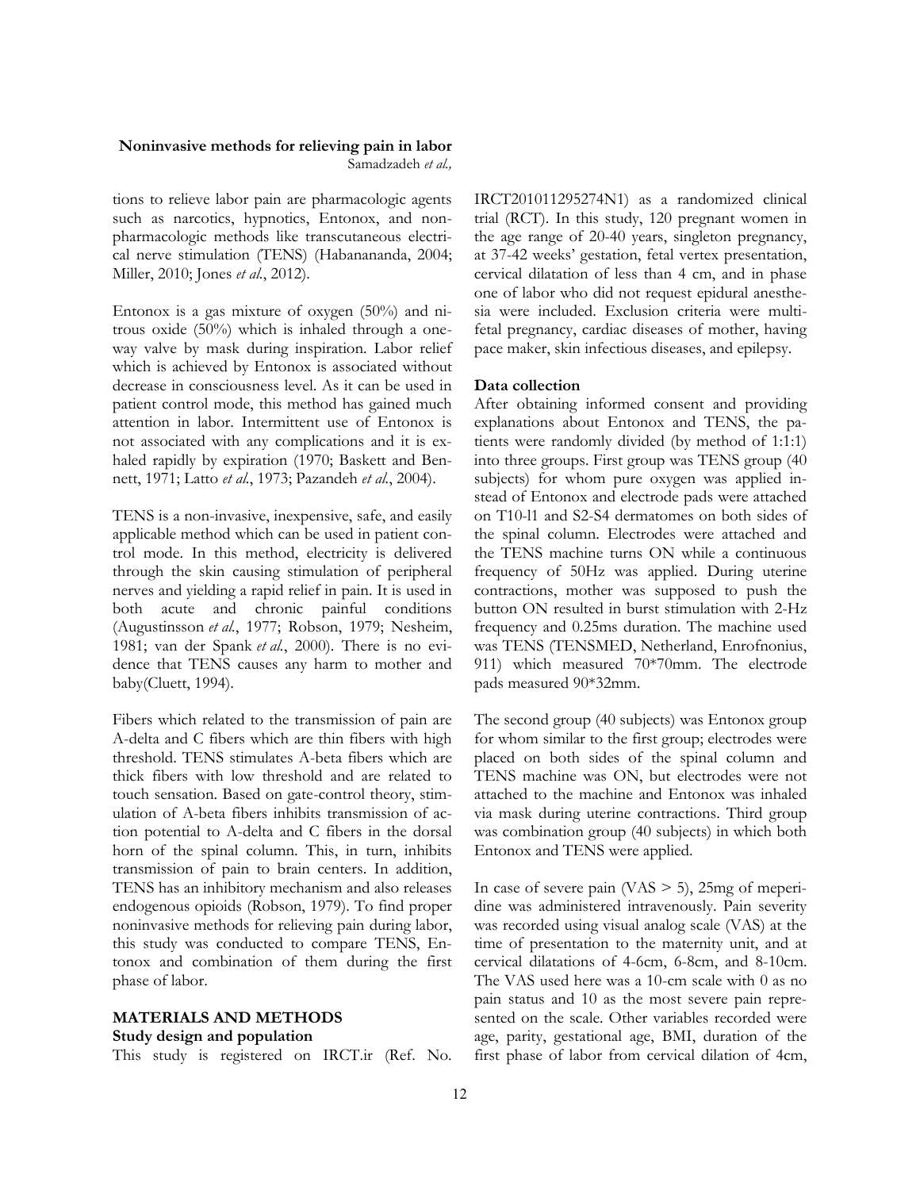tions to relieve labor pain are pharmacologic agents such as narcotics, hypnotics, Entonox, and non-pharmacologic methods like transcutaneous electrical nerve stimulation (TENS) (Habanananda, 2004; Miller, 2010; Jones *et al.*, 2012).

Entonox is a gas mixture of oxygen (50%) and nitrous oxide (50%) which is inhaled through a one-way valve by mask during inspiration. Labor relief which is achieved by Entonox is associated without decrease in consciousness level. As it can be used in patient control mode, this method has gained much attention in labor. Intermittent use of Entonox is not associated with any complications and it is exhaled rapidly by expiration (1970; Baskett and Bennett, 1971; Latto *et al.*, 1973; Pazandeh *et al.*, 2004).

TENS is a non-invasive, inexpensive, safe, and easily applicable method which can be used in patient control mode. In this method, electricity is delivered through the skin causing stimulation of peripheral nerves and yielding a rapid relief in pain. It is used in both acute and chronic painful conditions (Augustinsson *et al.*, 1977; Robson, 1979; Nesheim, 1981; van der Spank *et al.*, 2000). There is no evidence that TENS causes any harm to mother and baby(Cluett, 1994).

Fibers which related to the transmission of pain are A-delta and C fibers which are thin fibers with high threshold. TENS stimulates A-beta fibers which are thick fibers with low threshold and are related to touch sensation. Based on gate-control theory, stimulation of A-beta fibers inhibits transmission of action potential to A-delta and C fibers in the dorsal horn of the spinal column. This, in turn, inhibits transmission of pain to brain centers. In addition, TENS has an inhibitory mechanism and also releases endogenous opioids (Robson, 1979). To find proper noninvasive methods for relieving pain during labor, this study was conducted to compare TENS, Entonox and combination of them during the first phase of labor.

## MATERIALS AND METHODS

### Study design and population

This study is registered on IRCT.ir (Ref. No. IRCT201011295274N1) as a randomized clinical trial (RCT). In this study, 120 pregnant women in the age range of 20-40 years, singleton pregnancy, at 37-42 weeks' gestation, fetal vertex presentation, cervical dilatation of less than 4 cm, and in phase one of labor who did not request epidural anesthesia were included. Exclusion criteria were multifetal pregnancy, cardiac diseases of mother, having pace maker, skin infectious diseases, and epilepsy.

### Data collection

After obtaining informed consent and providing explanations about Entonox and TENS, the patients were randomly divided (by method of 1:1:1) into three groups. First group was TENS group (40 subjects) for whom pure oxygen was applied instead of Entonox and electrode pads were attached on T10-l1 and S2-S4 dermatomes on both sides of the spinal column. Electrodes were attached and the TENS machine turns ON while a continuous frequency of 50Hz was applied. During uterine contractions, mother was supposed to push the button ON resulted in burst stimulation with 2-Hz frequency and 0.25ms duration. The machine used was TENS (TENSMED, Netherland, Enrofnonius, 911) which measured 70*70mm. The electrode pads measured 90*32mm.

The second group (40 subjects) was Entonox group for whom similar to the first group; electrodes were placed on both sides of the spinal column and TENS machine was ON, but electrodes were not attached to the machine and Entonox was inhaled via mask during uterine contractions. Third group was combination group (40 subjects) in which both Entonox and TENS were applied.

In case of severe pain (VAS > 5), 25mg of meperidine was administered intravenously. Pain severity was recorded using visual analog scale (VAS) at the time of presentation to the maternity unit, and at cervical dilatations of 4-6cm, 6-8cm, and 8-10cm. The VAS used here was a 10-cm scale with 0 as no pain status and 10 as the most severe pain represented on the scale. Other variables recorded were age, parity, gestational age, BMI, duration of the first phase of labor from cervical dilation of 4cm,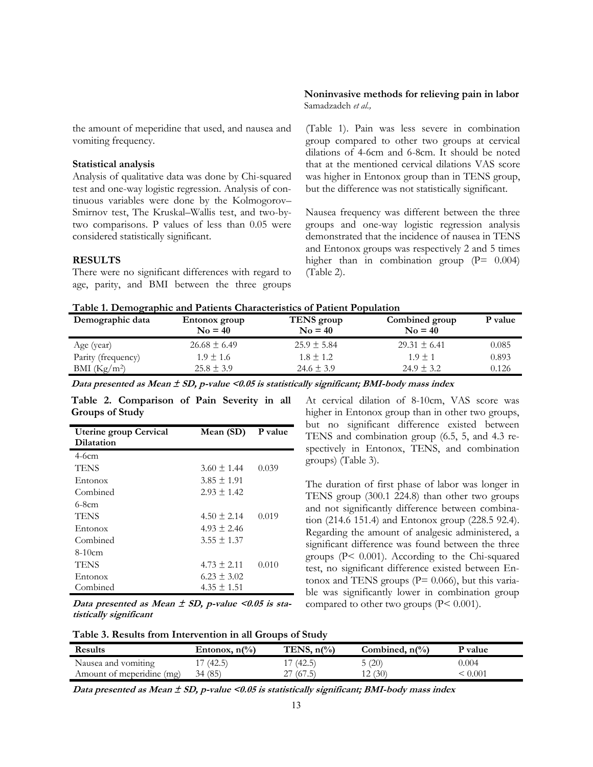the amount of meperidine that used, and nausea and vomiting frequency.

### Statistical analysis

Analysis of qualitative data was done by Chi-squared test and one-way logistic regression. Analysis of continuous variables were done by the Kolmogorov–Smirnov test, The Kruskal–Wallis test, and two-by-two comparisons. P values of less than 0.05 were considered statistically significant.

## RESULTS

There were no significant differences with regard to age, parity, and BMI between the three groups (Table 1). Pain was less severe in combination group compared to other two groups at cervical dilations of 4-6cm and 6-8cm. It should be noted that at the mentioned cervical dilations VAS score was higher in Entonox group than in TENS group, but the difference was not statistically significant.

Nausea frequency was different between the three groups and one-way logistic regression analysis demonstrated that the incidence of nausea in TENS and Entonox groups was respectively 2 and 5 times higher than in combination group (P= 0.004) (Table 2).

**Table 1. Demographic and Patients Characteristics of Patient Population**

| Demographic data | Entonox group No = 40 | TENS group No = 40 | Combined group No = 40 | P value |
|---|---|---|---|---|
| Age (year) | 26.68 ± 6.49 | 25.9 ± 5.84 | 29.31 ± 6.41 | 0.085 |
| Parity (frequency) | 1.9 ± 1.6 | 1.8 ± 1.2 | 1.9 ± 1 | 0.893 |
| BMI ($Kg/m^2$) | 25.8 ± 3.9 | 24.6 ± 3.9 | 24.9 ± 3.2 | 0.126 |

***Data presented as Mean ± SD, p-value <0.05 is statistically significant; BMI-body mass index***

**Table 2. Comparison of Pain Severity in all Groups of Study**

| Uterine group Cervical Dilatation | Mean (SD) | P value |
|---|---|---|
| 4-6cm | | |
| TENS | 3.60 ± 1.44 | 0.039 |
| Entonox | 3.85 ± 1.91 | |
| Combined | 2.93 ± 1.42 | |
| 6-8cm | | |
| TENS | 4.50 ± 2.14 | 0.019 |
| Entonox | 4.93 ± 2.46 | |
| Combined | 3.55 ± 1.37 | |
| 8-10cm | | |
| TENS | 4.73 ± 2.11 | 0.010 |
| Entonox | 6.23 ± 3.02 | |
| Combined | 4.35 ± 1.51 | |

***Data presented as Mean ± SD, p-value <0.05 is statistically significant***

At cervical dilation of 8-10cm, VAS score was higher in Entonox group than in other two groups, but no significant difference existed between TENS and combination group (6.5, 5, and 4.3 respectively in Entonox, TENS, and combination groups) (Table 3).

The duration of first phase of labor was longer in TENS group (300.1 224.8) than other two groups and not significantly difference between combination (214.6 151.4) and Entonox group (228.5 92.4). Regarding the amount of analgesic administered, a significant difference was found between the three groups (P< 0.001). According to the Chi-squared test, no significant difference existed between Entonox and TENS groups (P= 0.066), but this variable was significantly lower in combination group compared to other two groups (P< 0.001).

**Table 3. Results from Intervention in all Groups of Study**

| Results | Entonox, n(%) | TENS, n(%) | Combined, n(%) | P value |
|---|---|---|---|---|
| Nausea and vomiting | 17 (42.5) | 17 (42.5) | 5 (20) | 0.004 |
| Amount of meperidine (mg) | 34 (85) | 27 (67.5) | 12 (30) | < 0.001 |

***Data presented as Mean ± SD, p-value <0.05 is statistically significant; BMI-body mass index***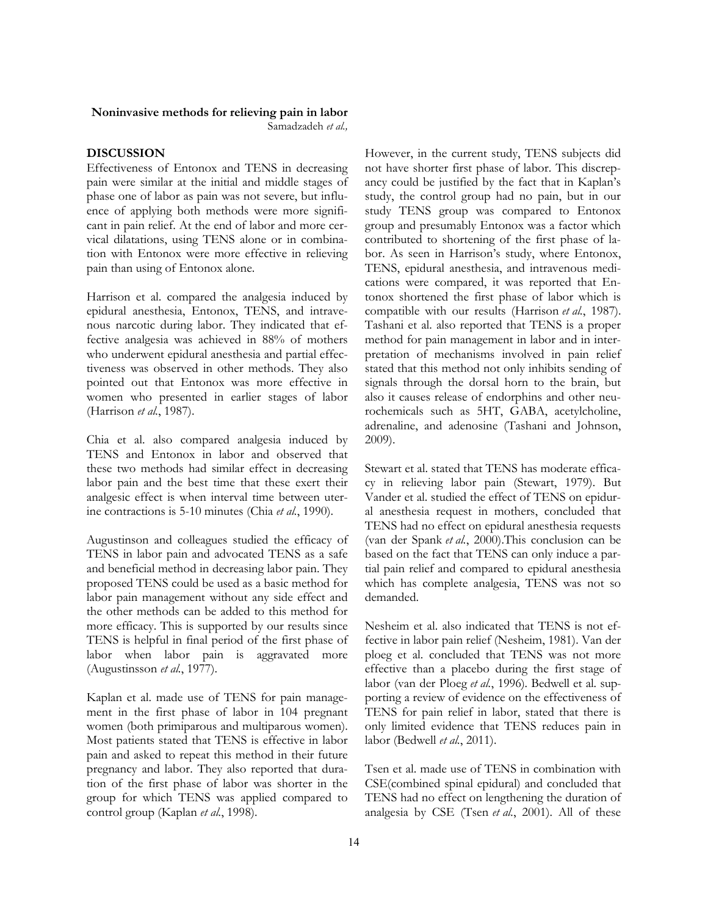## DISCUSSION

Effectiveness of Entonox and TENS in decreasing pain were similar at the initial and middle stages of phase one of labor as pain was not severe, but influence of applying both methods were more significant in pain relief. At the end of labor and more cervical dilatations, using TENS alone or in combination with Entonox were more effective in relieving pain than using of Entonox alone.

Harrison et al. compared the analgesia induced by epidural anesthesia, Entonox, TENS, and intravenous narcotic during labor. They indicated that effective analgesia was achieved in 88% of mothers who underwent epidural anesthesia and partial effectiveness was observed in other methods. They also pointed out that Entonox was more effective in women who presented in earlier stages of labor (Harrison *et al.*, 1987).

Chia et al. also compared analgesia induced by TENS and Entonox in labor and observed that these two methods had similar effect in decreasing labor pain and the best time that these exert their analgesic effect is when interval time between uterine contractions is 5-10 minutes (Chia *et al.*, 1990).

Augustinson and colleagues studied the efficacy of TENS in labor pain and advocated TENS as a safe and beneficial method in decreasing labor pain. They proposed TENS could be used as a basic method for labor pain management without any side effect and the other methods can be added to this method for more efficacy. This is supported by our results since TENS is helpful in final period of the first phase of labor when labor pain is aggravated more (Augustinsson *et al.*, 1977).

Kaplan et al. made use of TENS for pain management in the first phase of labor in 104 pregnant women (both primiparous and multiparous women). Most patients stated that TENS is effective in labor pain and asked to repeat this method in their future pregnancy and labor. They also reported that duration of the first phase of labor was shorter in the group for which TENS was applied compared to control group (Kaplan *et al.*, 1998).

However, in the current study, TENS subjects did not have shorter first phase of labor. This discrepancy could be justified by the fact that in Kaplan's study, the control group had no pain, but in our study TENS group was compared to Entonox group and presumably Entonox was a factor which contributed to shortening of the first phase of labor. As seen in Harrison's study, where Entonox, TENS, epidural anesthesia, and intravenous medications were compared, it was reported that Entonox shortened the first phase of labor which is compatible with our results (Harrison *et al.*, 1987). Tashani et al. also reported that TENS is a proper method for pain management in labor and in interpretation of mechanisms involved in pain relief stated that this method not only inhibits sending of signals through the dorsal horn to the brain, but also it causes release of endorphins and other neurochemicals such as 5HT, GABA, acetylcholine, adrenaline, and adenosine (Tashani and Johnson, 2009).

Stewart et al. stated that TENS has moderate efficacy in relieving labor pain (Stewart, 1979). But Vander et al. studied the effect of TENS on epidural anesthesia request in mothers, concluded that TENS had no effect on epidural anesthesia requests (van der Spank *et al.*, 2000).This conclusion can be based on the fact that TENS can only induce a partial pain relief and compared to epidural anesthesia which has complete analgesia, TENS was not so demanded.

Nesheim et al. also indicated that TENS is not effective in labor pain relief (Nesheim, 1981). Van der ploeg et al. concluded that TENS was not more effective than a placebo during the first stage of labor (van der Ploeg *et al.*, 1996). Bedwell et al. supporting a review of evidence on the effectiveness of TENS for pain relief in labor, stated that there is only limited evidence that TENS reduces pain in labor (Bedwell *et al.*, 2011).

Tsen et al. made use of TENS in combination with CSE(combined spinal epidural) and concluded that TENS had no effect on lengthening the duration of analgesia by CSE (Tsen *et al.*, 2001). All of these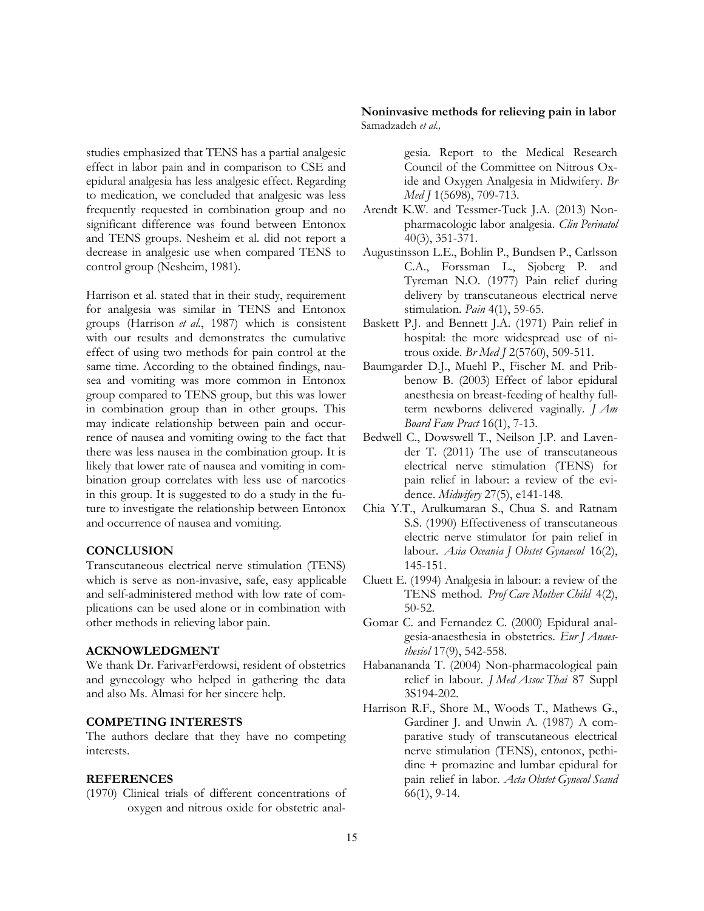studies emphasized that TENS has a partial analgesic effect in labor pain and in comparison to CSE and epidural analgesia has less analgesic effect. Regarding to medication, we concluded that analgesic was less frequently requested in combination group and no significant difference was found between Entonox and TENS groups. Nesheim et al. did not report a decrease in analgesic use when compared TENS to control group (Nesheim, 1981).

Harrison et al. stated that in their study, requirement for analgesia was similar in TENS and Entonox groups (Harrison *et al.*, 1987) which is consistent with our results and demonstrates the cumulative effect of using two methods for pain control at the same time. According to the obtained findings, nausea and vomiting was more common in Entonox group compared to TENS group, but this was lower in combination group than in other groups. This may indicate relationship between pain and occurrence of nausea and vomiting owing to the fact that there was less nausea in the combination group. It is likely that lower rate of nausea and vomiting in combination group correlates with less use of narcotics in this group. It is suggested to do a study in the future to investigate the relationship between Entonox and occurrence of nausea and vomiting.

## CONCLUSION

Transcutaneous electrical nerve stimulation (TENS) which is serve as non-invasive, safe, easy applicable and self-administered method with low rate of complications can be used alone or in combination with other methods in relieving labor pain.

## ACKNOWLEDGMENT

We thank Dr. FarivarFerdowsi, resident of obstetrics and gynecology who helped in gathering the data and also Ms. Almasi for her sincere help.

## COMPETING INTERESTS

The authors declare that they have no competing interests.

## REFERENCES

(1970) Clinical trials of different concentrations of oxygen and nitrous oxide for obstetric analgesia. Report to the Medical Research Council of the Committee on Nitrous Oxide and Oxygen Analgesia in Midwifery. *Br Med J* 1(5698), 709-713.

Arendt K.W. and Tessmer-Tuck J.A. (2013) Nonpharmacologic labor analgesia. *Clin Perinatol* 40(3), 351-371.

Augustinsson L.E., Bohlin P., Bundsen P., Carlsson C.A., Forssman L., Sjoberg P. and Tyreman N.O. (1977) Pain relief during delivery by transcutaneous electrical nerve stimulation. *Pain* 4(1), 59-65.

Baskett P.J. and Bennett J.A. (1971) Pain relief in hospital: the more widespread use of nitrous oxide. *Br Med J* 2(5760), 509-511.

Baumgarder D.J., Muehl P., Fischer M. and Pribbenow B. (2003) Effect of labor epidural anesthesia on breast-feeding of healthy full-term newborns delivered vaginally. *J Am Board Fam Pract* 16(1), 7-13.

Bedwell C., Dowswell T., Neilson J.P. and Lavender T. (2011) The use of transcutaneous electrical nerve stimulation (TENS) for pain relief in labour: a review of the evidence. *Midwifery* 27(5), e141-148.

Chia Y.T., Arulkumaran S., Chua S. and Ratnam S.S. (1990) Effectiveness of transcutaneous electric nerve stimulator for pain relief in labour. *Asia Oceania J Obstet Gynaecol* 16(2), 145-151.

Cluett E. (1994) Analgesia in labour: a review of the TENS method. *Prof Care Mother Child* 4(2), 50-52.

Gomar C. and Fernandez C. (2000) Epidural analgesia-anaesthesia in obstetrics. *Eur J Anaesthesiol* 17(9), 542-558.

Habanananda T. (2004) Non-pharmacological pain relief in labour. *J Med Assoc Thai* 87 Suppl 3S194-202.

Harrison R.F., Shore M., Woods T., Mathews G., Gardiner J. and Unwin A. (1987) A comparative study of transcutaneous electrical nerve stimulation (TENS), entonox, pethidine + promazine and lumbar epidural for pain relief in labor. *Acta Obstet Gynecol Scand* 66(1), 9-14.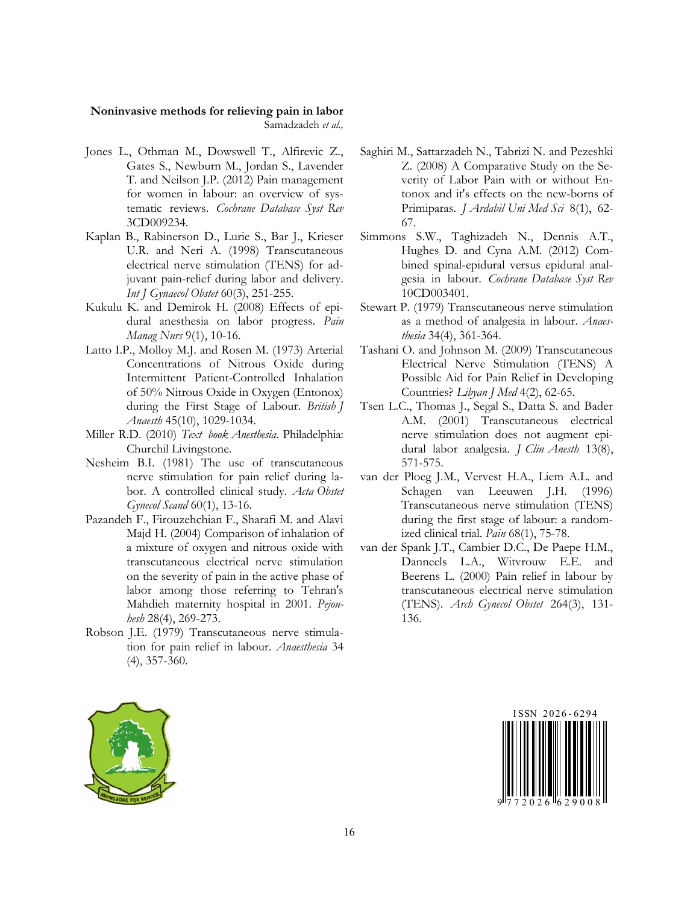Jones L., Othman M., Dowswell T., Alfirevic Z., Gates S., Newburn M., Jordan S., Lavender T. and Neilson J.P. (2012) Pain management for women in labour: an overview of systematic reviews. *Cochrane Database Syst Rev* 3CD009234.

Kaplan B., Rabinerson D., Lurie S., Bar J., Krieser U.R. and Neri A. (1998) Transcutaneous electrical nerve stimulation (TENS) for adjuvant pain-relief during labor and delivery. *Int J Gynaecol Obstet* 60(3), 251-255.

Kukulu K. and Demirok H. (2008) Effects of epidural anesthesia on labor progress. *Pain Manag Nurs* 9(1), 10-16.

Latto I.P., Molloy M.J. and Rosen M. (1973) Arterial Concentrations of Nitrous Oxide during Intermittent Patient-Controlled Inhalation of 50% Nitrous Oxide in Oxygen (Entonox) during the First Stage of Labour. *British J Anaesth* 45(10), 1029-1034.

Miller R.D. (2010) *Text book Anesthesia.* Philadelphia: Churchil Livingstone.

Nesheim B.I. (1981) The use of transcutaneous nerve stimulation for pain relief during labor. A controlled clinical study. *Acta Obstet Gynecol Scand* 60(1), 13-16.

Pazandeh F., Firouzehchian F., Sharafi M. and Alavi Majd H. (2004) Comparison of inhalation of a mixture of oxygen and nitrous oxide with transcutaneous electrical nerve stimulation on the severity of pain in the active phase of labor among those referring to Tehran's Mahdieh maternity hospital in 2001. *Pejouhesh* 28(4), 269-273.

Robson J.E. (1979) Transcutaneous nerve stimulation for pain relief in labour. *Anaesthesia* 34 (4), 357-360.

Saghiri M., Sattarzadeh N., Tabrizi N. and Pezeshki Z. (2008) A Comparative Study on the Severity of Labor Pain with or without Entonox and it's effects on the new-borns of Primiparas. *J Ardabil Uni Med Sci* 8(1), 62-67.

Simmons S.W., Taghizadeh N., Dennis A.T., Hughes D. and Cyna A.M. (2012) Combined spinal-epidural versus epidural analgesia in labour. *Cochrane Database Syst Rev* 10CD003401.

Stewart P. (1979) Transcutaneous nerve stimulation as a method of analgesia in labour. *Anaesthesia* 34(4), 361-364.

Tashani O. and Johnson M. (2009) Transcutaneous Electrical Nerve Stimulation (TENS) A Possible Aid for Pain Relief in Developing Countries? *Libyan J Med* 4(2), 62-65.

Tsen L.C., Thomas J., Segal S., Datta S. and Bader A.M. (2001) Transcutaneous electrical nerve stimulation does not augment epidural labor analgesia. *J Clin Anesth* 13(8), 571-575.

van der Ploeg J.M., Vervest H.A., Liem A.L. and Schagen van Leeuwen J.H. (1996) Transcutaneous nerve stimulation (TENS) during the first stage of labour: a randomized clinical trial. *Pain* 68(1), 75-78.

van der Spank J.T., Cambier D.C., De Paepe H.M., Danneels L.A., Witvrouw E.E. and Beerens L. (2000) Pain relief in labour by transcutaneous electrical nerve stimulation (TENS). *Arch Gynecol Obstet* 264(3), 131-136.